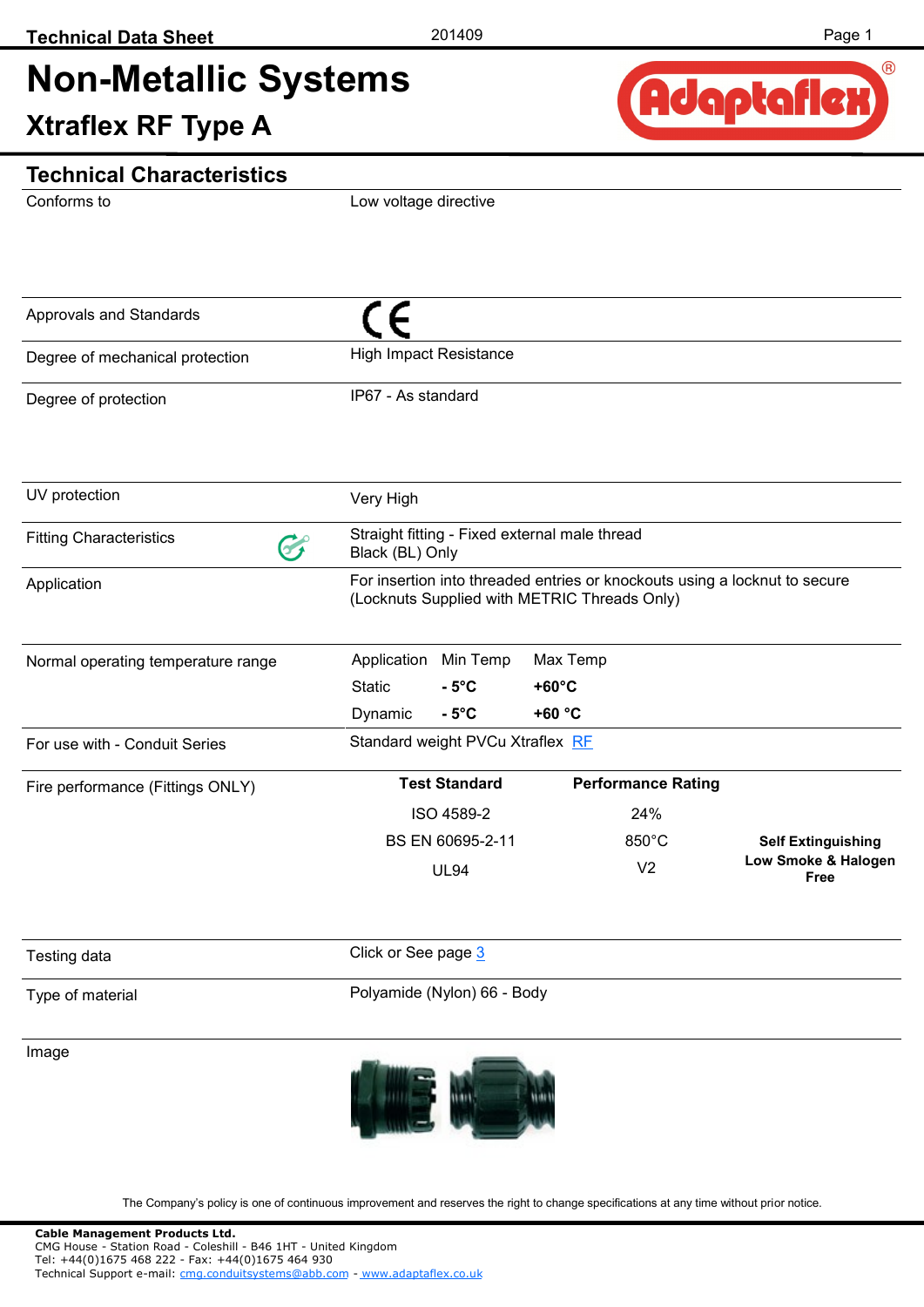# Non-Metallic Systems

## Xtraflex RF Type A

## Technical Characteristics

| | |
|---|---|
| Conforms to | Low voltage directive |
| Approvals and Standards | CE |
| Degree of mechanical protection | High Impact Resistance |
| Degree of protection | IP67 - As standard |
| UV protection | Very High |
| Fitting Characteristics | Straight fitting - Fixed external male thread<br>Black (BL) Only |
| Application | For insertion into threaded entries or knockouts using a locknut to secure (Locknuts Supplied with METRIC Threads Only) |

**Normal operating temperature range**

| Application | Min Temp | Max Temp |
|---|---|---|
| Static | **- 5°C** | **+60°C** |
| Dynamic | **- 5°C** | **+60 °C** |

| | |
|---|---|
| For use with - Conduit Series | Standard weight PVCu Xtraflex RF |

**Fire performance (Fittings ONLY)**

| Test Standard | Performance Rating | |
|---|---|---|
| ISO 4589-2 | 24% | |
| BS EN 60695-2-11 | 850°C | **Self Extinguishing** |
| UL94 | V2 | **Low Smoke & Halogen Free** |

| | |
|---|---|
| Testing data | Click or See page 3 |
| Type of material | Polyamide (Nylon) 66 - Body |
| Image | |

The Company's policy is one of continuous improvement and reserves the right to change specifications at any time without prior notice.

**Cable Management Products Ltd.**
CMG House - Station Road - Coleshill - B46 1HT - United Kingdom
Tel: +44(0)1675 468 222 - Fax: +44(0)1675 464 930
Technical Support e-mail: cmg.conduitsystems@abb.com - www.adaptaflex.co.uk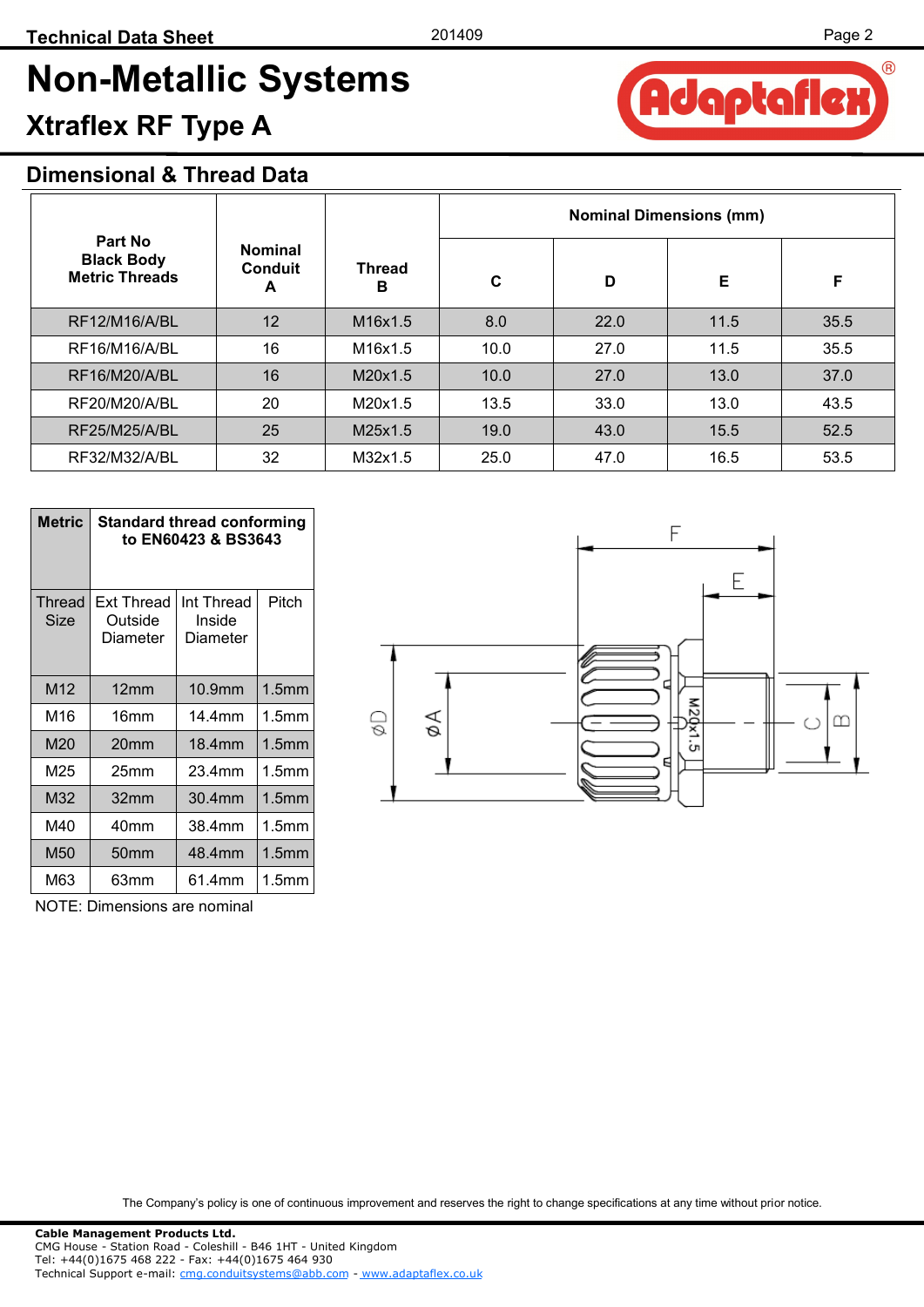Technical Data Sheet

# Non-Metallic Systems

## Xtraflex RF Type A

### Dimensional & Thread Data

| Part No Black Body Metric Threads | Nominal Conduit A | Thread B | Nominal Dimensions (mm) | | | |
|---|---|---|---|---|---|---|
| | | | C | D | E | F |
| RF12/M16/A/BL | 12 | M16x1.5 | 8.0 | 22.0 | 11.5 | 35.5 |
| RF16/M16/A/BL | 16 | M16x1.5 | 10.0 | 27.0 | 11.5 | 35.5 |
| RF16/M20/A/BL | 16 | M20x1.5 | 10.0 | 27.0 | 13.0 | 37.0 |
| RF20/M20/A/BL | 20 | M20x1.5 | 13.5 | 33.0 | 13.0 | 43.5 |
| RF25/M25/A/BL | 25 | M25x1.5 | 19.0 | 43.0 | 15.5 | 52.5 |
| RF32/M32/A/BL | 32 | M32x1.5 | 25.0 | 47.0 | 16.5 | 53.5 |

| Metric | Standard thread conforming to EN60423 & BS3643 | | |
|---|---|---|---|
| Thread Size | Ext Thread Outside Diameter | Int Thread Inside Diameter | Pitch |
| M12 | 12mm | 10.9mm | 1.5mm |
| M16 | 16mm | 14.4mm | 1.5mm |
| M20 | 20mm | 18.4mm | 1.5mm |
| M25 | 25mm | 23.4mm | 1.5mm |
| M32 | 32mm | 30.4mm | 1.5mm |
| M40 | 40mm | 38.4mm | 1.5mm |
| M50 | 50mm | 48.4mm | 1.5mm |
| M63 | 63mm | 61.4mm | 1.5mm |

NOTE: Dimensions are nominal

The Company's policy is one of continuous improvement and reserves the right to change specifications at any time without prior notice.

**Cable Management Products Ltd.**
CMG House - Station Road - Coleshill - B46 1HT - United Kingdom
Tel: +44(0)1675 468 222 - Fax: +44(0)1675 464 930
Technical Support e-mail: cmg.conduitsystems@abb.com - www.adaptaflex.co.uk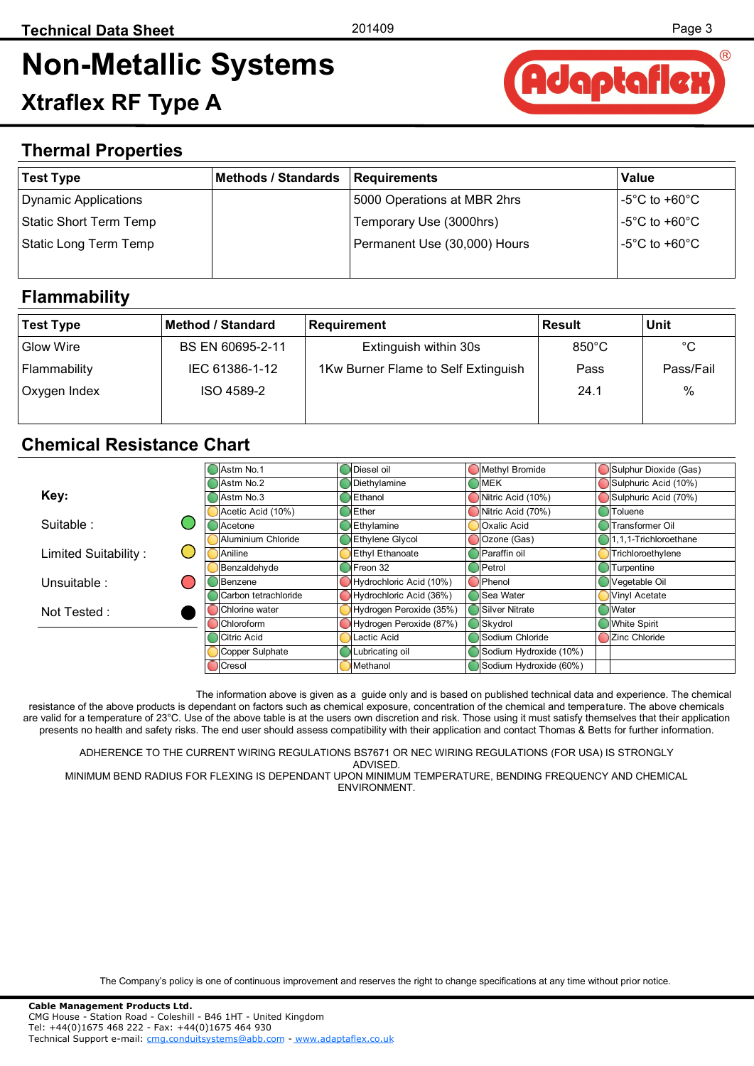# Non-Metallic Systems

## Xtraflex RF Type A

## Thermal Properties

| Test Type | Methods / Standards | Requirements | Value |
|---|---|---|---|
| Dynamic Applications | | 5000 Operations at MBR 2hrs | -5°C to +60°C |
| Static Short Term Temp | | Temporary Use (3000hrs) | -5°C to +60°C |
| Static Long Term Temp | | Permanent Use (30,000) Hours | -5°C to +60°C |

## Flammability

| Test Type | Method / Standard | Requirement | Result | Unit |
|---|---|---|---|---|
| Glow Wire | BS EN 60695-2-11 | Extinguish within 30s | 850°C | °C |
| Flammability | IEC 61386-1-12 | 1Kw Burner Flame to Self Extinguish | Pass | Pass/Fail |
| Oxygen Index | ISO 4589-2 | | 24.1 | % |

## Chemical Resistance Chart

**Key:**

- Suitable : (green)
- Limited Suitability : (yellow)
- Unsuitable : (red)
- Not Tested : (black)

| Chemical | Rating | Chemical | Rating | Chemical | Rating | Chemical | Rating |
|---|---|---|---|---|---|---|---|
| Astm No.1 | Suitable | Diesel oil | Suitable | Methyl Bromide | Unsuitable | Sulphur Dioxide (Gas) | Unsuitable |
| Astm No.2 | Suitable | Diethylamine | Suitable | MEK | Suitable | Sulphuric Acid (10%) | Unsuitable |
| Astm No.3 | Suitable | Ethanol | Suitable | Nitric Acid (10%) | Unsuitable | Sulphuric Acid (70%) | Unsuitable |
| Acetic Acid (10%) | Limited Suitability | Ether | Suitable | Nitric Acid (70%) | Unsuitable | Toluene | Suitable |
| Acetone | Suitable | Ethylamine | Suitable | Oxalic Acid | Limited Suitability | Transformer Oil | Suitable |
| Aluminium Chloride | Limited Suitability | Ethylene Glycol | Suitable | Ozone (Gas) | Unsuitable | 1,1,1-Trichloroethane | Suitable |
| Aniline | Limited Suitability | Ethyl Ethanoate | Limited Suitability | Paraffin oil | Suitable | Trichloroethylene | Limited Suitability |
| Benzaldehyde | Limited Suitability | Freon 32 | Suitable | Petrol | Suitable | Turpentine | Suitable |
| Benzene | Suitable | Hydrochloric Acid (10%) | Unsuitable | Phenol | Unsuitable | Vegetable Oil | Suitable |
| Carbon tetrachloride | Suitable | Hydrochloric Acid (36%) | Unsuitable | Sea Water | Suitable | Vinyl Acetate | Limited Suitability |
| Chlorine water | Unsuitable | Hydrogen Peroxide (35%) | Limited Suitability | Silver Nitrate | Suitable | Water | Suitable |
| Chloroform | Unsuitable | Hydrogen Peroxide (87%) | Unsuitable | Skydrol | Suitable | White Spirit | Suitable |
| Citric Acid | Suitable | Lactic Acid | Limited Suitability | Sodium Chloride | Suitable | Zinc Chloride | Unsuitable |
| Copper Sulphate | Limited Suitability | Lubricating oil | Suitable | Sodium Hydroxide (10%) | Suitable | | |
| Cresol | Unsuitable | Methanol | Limited Suitability | Sodium Hydroxide (60%) | Suitable | | |

The information above is given as a guide only and is based on published technical data and experience. The chemical resistance of the above products is dependant on factors such as chemical exposure, concentration of the chemical and temperature. The above chemicals are valid for a temperature of 23°C. Use of the above table is at the users own discretion and risk. Those using it must satisfy themselves that their application presents no health and safety risks. The end user should assess compatibility with their application and contact Thomas & Betts for further information.

ADHERENCE TO THE CURRENT WIRING REGULATIONS BS7671 OR NEC WIRING REGULATIONS (FOR USA) IS STRONGLY ADVISED.
MINIMUM BEND RADIUS FOR FLEXING IS DEPENDANT UPON MINIMUM TEMPERATURE, BENDING FREQUENCY AND CHEMICAL ENVIRONMENT.